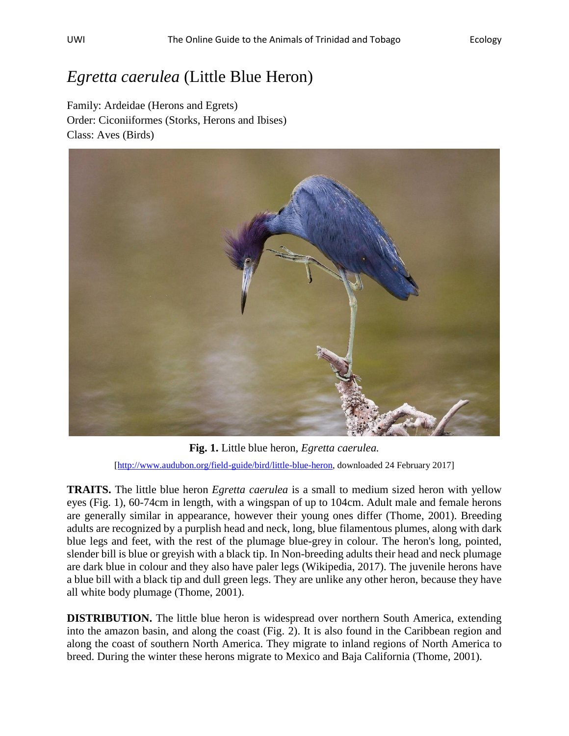# *Egretta caerulea* (Little Blue Heron)

Family: Ardeidae (Herons and Egrets)
Order: Ciconiiformes (Storks, Herons and Ibises)
Class: Aves (Birds)

**Fig. 1.** Little blue heron, *Egretta caerulea.*

[http://www.audubon.org/field-guide/bird/little-blue-heron, downloaded 24 February 2017]

**TRAITS.** The little blue heron *Egretta caerulea* is a small to medium sized heron with yellow eyes (Fig. 1), 60-74cm in length, with a wingspan of up to 104cm. Adult male and female herons are generally similar in appearance, however their young ones differ (Thome, 2001). Breeding adults are recognized by a purplish head and neck, long, blue filamentous plumes, along with dark blue legs and feet, with the rest of the plumage blue-grey in colour. The heron's long, pointed, slender bill is blue or greyish with a black tip. In Non-breeding adults their head and neck plumage are dark blue in colour and they also have paler legs (Wikipedia, 2017). The juvenile herons have a blue bill with a black tip and dull green legs. They are unlike any other heron, because they have all white body plumage (Thome, 2001).

**DISTRIBUTION.** The little blue heron is widespread over northern South America, extending into the amazon basin, and along the coast (Fig. 2). It is also found in the Caribbean region and along the coast of southern North America. They migrate to inland regions of North America to breed. During the winter these herons migrate to Mexico and Baja California (Thome, 2001).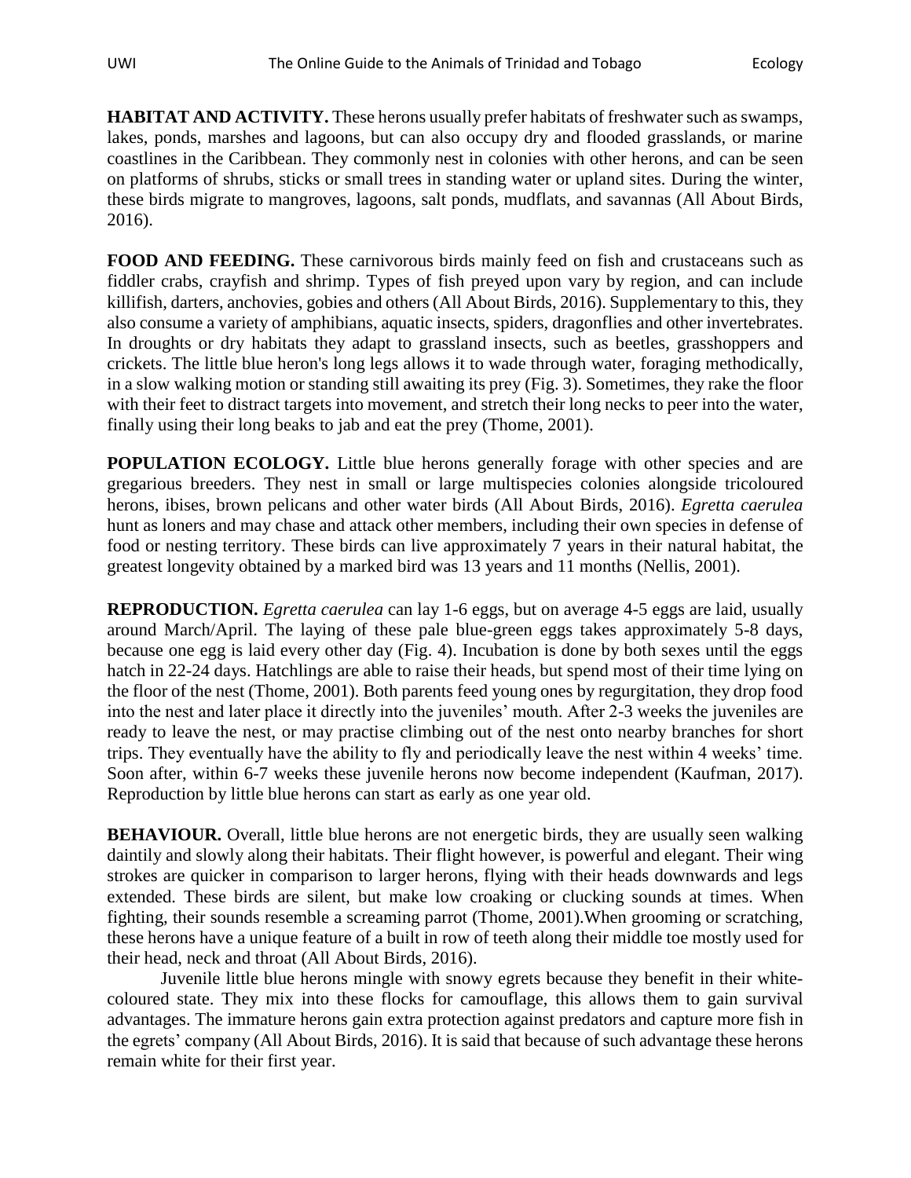**HABITAT AND ACTIVITY.** These herons usually prefer habitats of freshwater such as swamps, lakes, ponds, marshes and lagoons, but can also occupy dry and flooded grasslands, or marine coastlines in the Caribbean. They commonly nest in colonies with other herons, and can be seen on platforms of shrubs, sticks or small trees in standing water or upland sites. During the winter, these birds migrate to mangroves, lagoons, salt ponds, mudflats, and savannas (All About Birds, 2016).

**FOOD AND FEEDING.** These carnivorous birds mainly feed on fish and crustaceans such as fiddler crabs, crayfish and shrimp. Types of fish preyed upon vary by region, and can include killifish, darters, anchovies, gobies and others (All About Birds, 2016). Supplementary to this, they also consume a variety of amphibians, aquatic insects, spiders, dragonflies and other invertebrates. In droughts or dry habitats they adapt to grassland insects, such as beetles, grasshoppers and crickets. The little blue heron's long legs allows it to wade through water, foraging methodically, in a slow walking motion or standing still awaiting its prey (Fig. 3). Sometimes, they rake the floor with their feet to distract targets into movement, and stretch their long necks to peer into the water, finally using their long beaks to jab and eat the prey (Thome, 2001).

**POPULATION ECOLOGY.** Little blue herons generally forage with other species and are gregarious breeders. They nest in small or large multispecies colonies alongside tricoloured herons, ibises, brown pelicans and other water birds (All About Birds, 2016). *Egretta caerulea* hunt as loners and may chase and attack other members, including their own species in defense of food or nesting territory. These birds can live approximately 7 years in their natural habitat, the greatest longevity obtained by a marked bird was 13 years and 11 months (Nellis, 2001).

**REPRODUCTION.** *Egretta caerulea* can lay 1-6 eggs, but on average 4-5 eggs are laid, usually around March/April. The laying of these pale blue-green eggs takes approximately 5-8 days, because one egg is laid every other day (Fig. 4). Incubation is done by both sexes until the eggs hatch in 22-24 days. Hatchlings are able to raise their heads, but spend most of their time lying on the floor of the nest (Thome, 2001). Both parents feed young ones by regurgitation, they drop food into the nest and later place it directly into the juveniles' mouth. After 2-3 weeks the juveniles are ready to leave the nest, or may practise climbing out of the nest onto nearby branches for short trips. They eventually have the ability to fly and periodically leave the nest within 4 weeks' time. Soon after, within 6-7 weeks these juvenile herons now become independent (Kaufman, 2017). Reproduction by little blue herons can start as early as one year old.

**BEHAVIOUR.** Overall, little blue herons are not energetic birds, they are usually seen walking daintily and slowly along their habitats. Their flight however, is powerful and elegant. Their wing strokes are quicker in comparison to larger herons, flying with their heads downwards and legs extended. These birds are silent, but make low croaking or clucking sounds at times. When fighting, their sounds resemble a screaming parrot (Thome, 2001).When grooming or scratching, these herons have a unique feature of a built in row of teeth along their middle toe mostly used for their head, neck and throat (All About Birds, 2016).

Juvenile little blue herons mingle with snowy egrets because they benefit in their white-coloured state. They mix into these flocks for camouflage, this allows them to gain survival advantages. The immature herons gain extra protection against predators and capture more fish in the egrets' company (All About Birds, 2016). It is said that because of such advantage these herons remain white for their first year.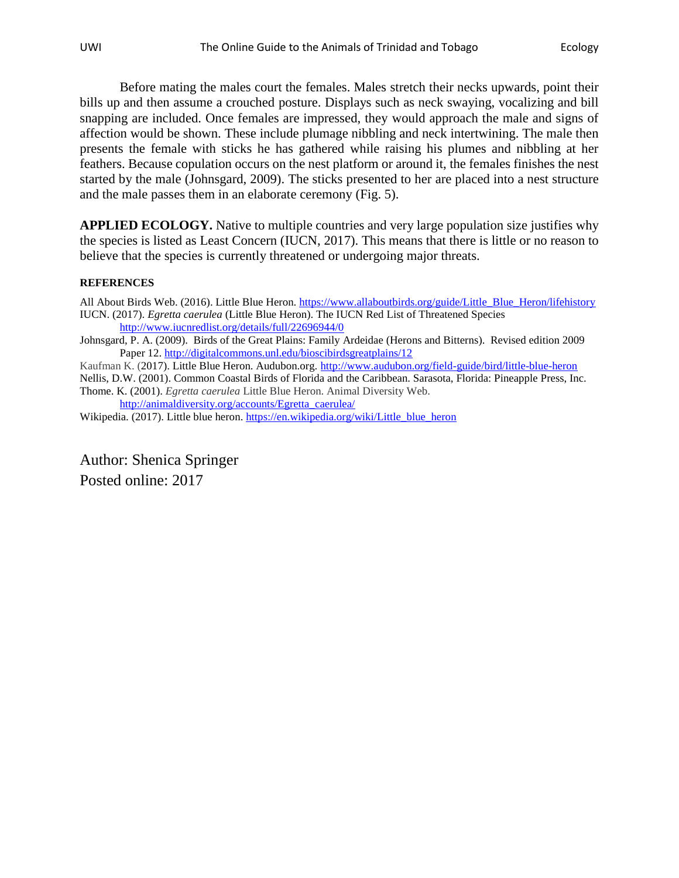Before mating the males court the females. Males stretch their necks upwards, point their bills up and then assume a crouched posture. Displays such as neck swaying, vocalizing and bill snapping are included. Once females are impressed, they would approach the male and signs of affection would be shown. These include plumage nibbling and neck intertwining. The male then presents the female with sticks he has gathered while raising his plumes and nibbling at her feathers. Because copulation occurs on the nest platform or around it, the females finishes the nest started by the male (Johnsgard, 2009). The sticks presented to her are placed into a nest structure and the male passes them in an elaborate ceremony (Fig. 5).

**APPLIED ECOLOGY.** Native to multiple countries and very large population size justifies why the species is listed as Least Concern (IUCN, 2017). This means that there is little or no reason to believe that the species is currently threatened or undergoing major threats.

**REFERENCES**

All About Birds Web. (2016). Little Blue Heron. https://www.allaboutbirds.org/guide/Little_Blue_Heron/lifehistory

IUCN. (2017). *Egretta caerulea* (Little Blue Heron). The IUCN Red List of Threatened Species http://www.iucnredlist.org/details/full/22696944/0

Johnsgard, P. A. (2009). Birds of the Great Plains: Family Ardeidae (Herons and Bitterns). Revised edition 2009 Paper 12. http://digitalcommons.unl.edu/bioscibirdsgreatplains/12

Kaufman K. (2017). Little Blue Heron. Audubon.org. http://www.audubon.org/field-guide/bird/little-blue-heron

Nellis, D.W. (2001). Common Coastal Birds of Florida and the Caribbean. Sarasota, Florida: Pineapple Press, Inc.

Thome. K. (2001). *Egretta caerulea* Little Blue Heron. Animal Diversity Web. http://animaldiversity.org/accounts/Egretta_caerulea/

Wikipedia. (2017). Little blue heron. https://en.wikipedia.org/wiki/Little_blue_heron

Author: Shenica Springer
Posted online: 2017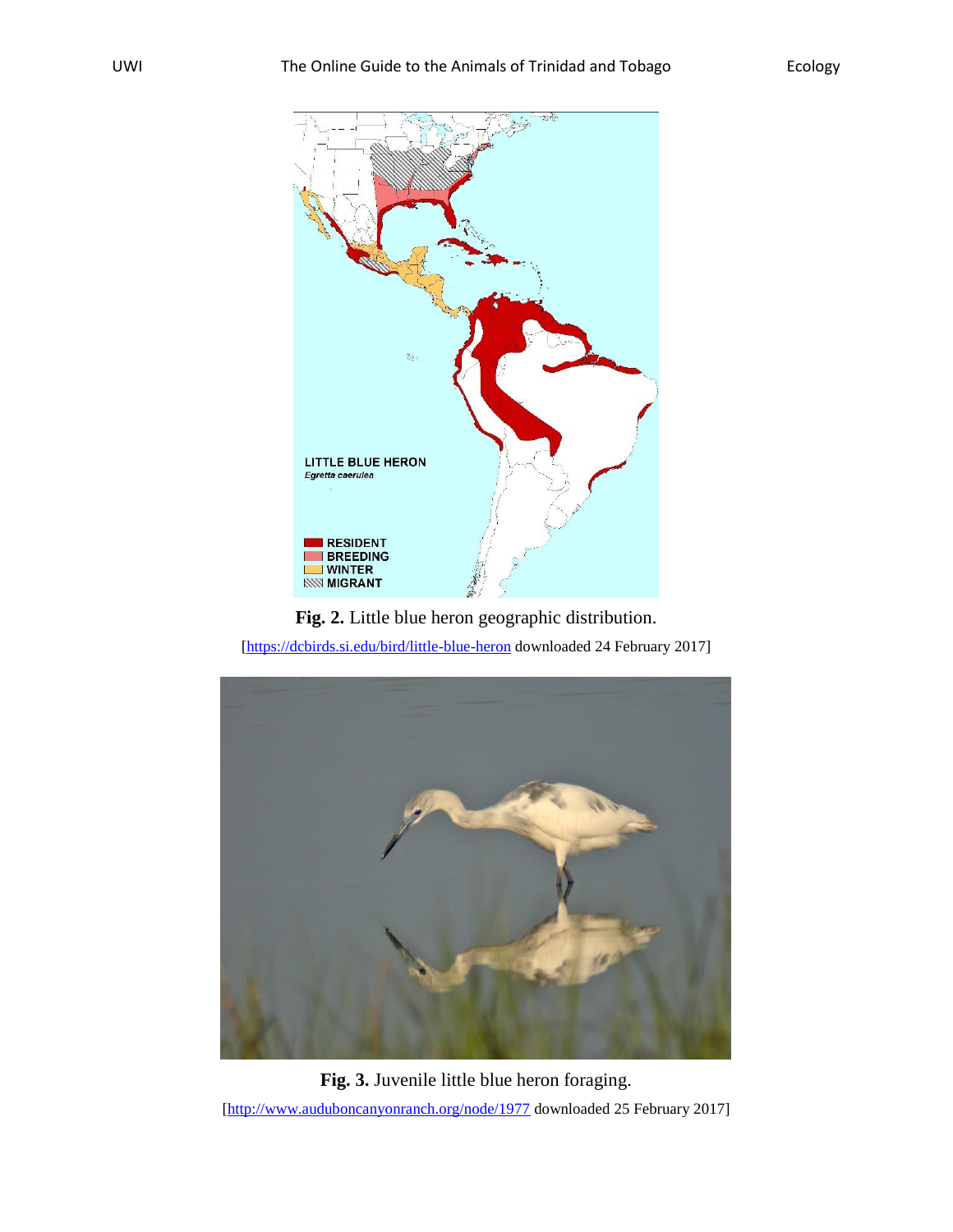**Fig. 2.** Little blue heron geographic distribution.

[https://dcbirds.si.edu/bird/little-blue-heron downloaded 24 February 2017]

**Fig. 3.** Juvenile little blue heron foraging.

[http://www.auduboncanyonranch.org/node/1977 downloaded 25 February 2017]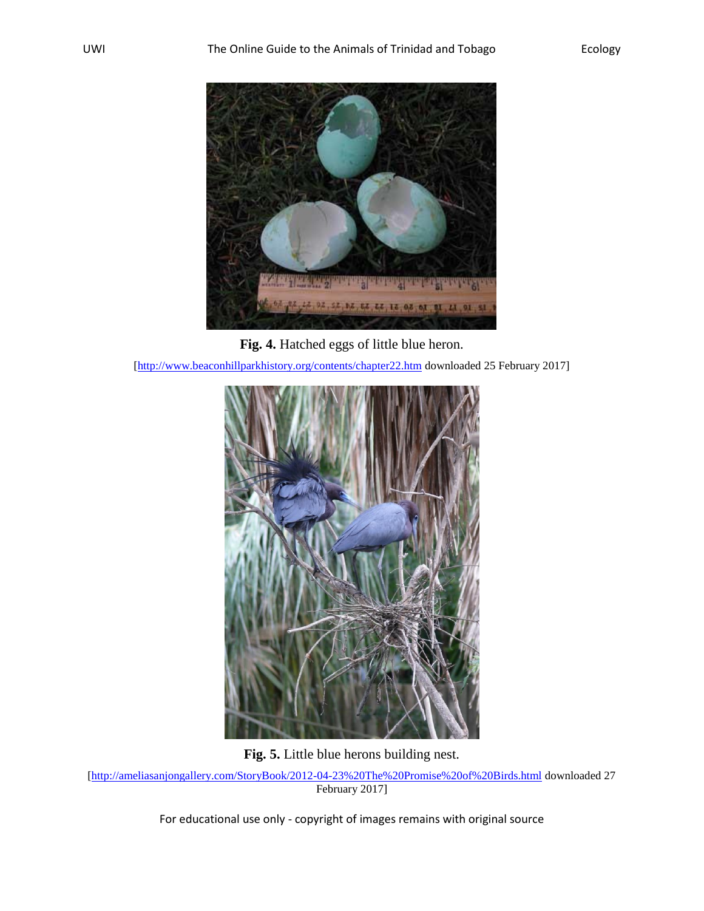**Fig. 4.** Hatched eggs of little blue heron.

[http://www.beaconhillparkhistory.org/contents/chapter22.htm downloaded 25 February 2017]

**Fig. 5.** Little blue herons building nest.

[http://ameliasanjongallery.com/StoryBook/2012-04-23%20The%20Promise%20of%20Birds.html downloaded 27 February 2017]

For educational use only - copyright of images remains with original source